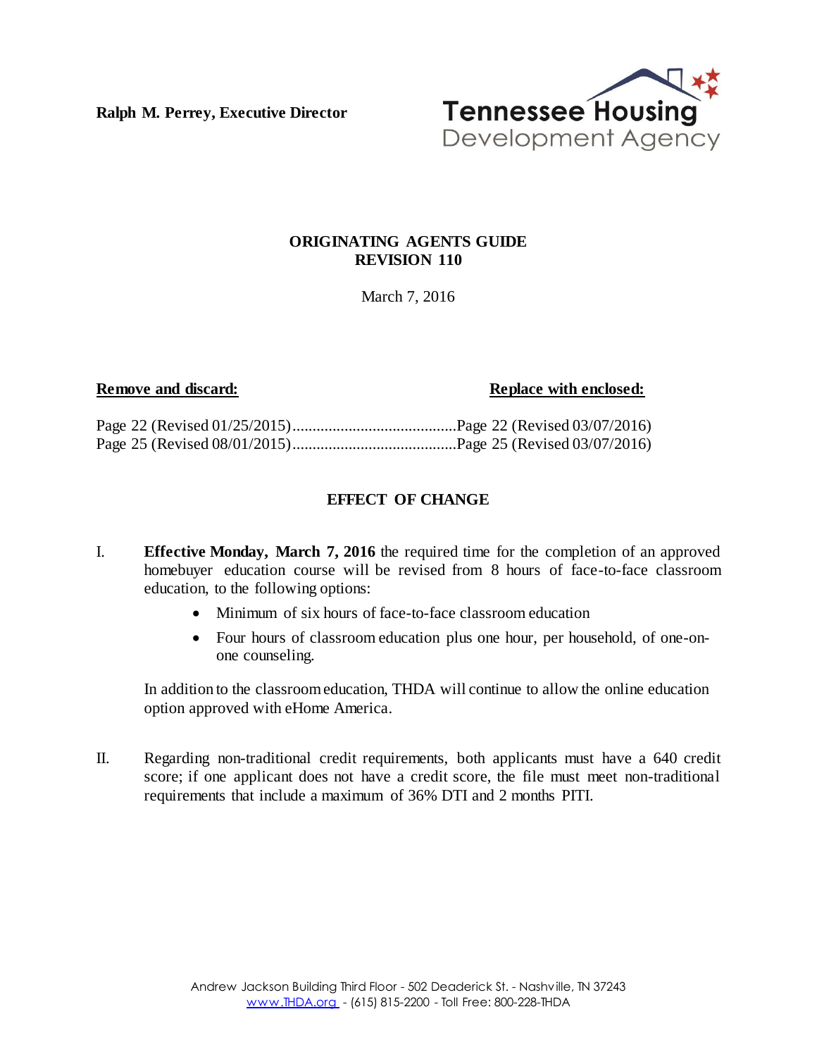**Ralph M. Perrey, Executive Director**

Tennessee Housing Development Agency

## ORIGINATING AGENTS GUIDE
## REVISION 110

March 7, 2016

| **Remove and discard:** | **Replace with enclosed:** |
| --- | --- |
| Page 22 (Revised 01/25/2015) | Page 22 (Revised 03/07/2016) |
| Page 25 (Revised 08/01/2015) | Page 25 (Revised 03/07/2016) |

## EFFECT OF CHANGE

I. **Effective Monday, March 7, 2016** the required time for the completion of an approved homebuyer education course will be revised from 8 hours of face-to-face classroom education, to the following options:

- Minimum of six hours of face-to-face classroom education
- Four hours of classroom education plus one hour, per household, of one-on-one counseling.

In addition to the classroom education, THDA will continue to allow the online education option approved with eHome America.

II. Regarding non-traditional credit requirements, both applicants must have a 640 credit score; if one applicant does not have a credit score, the file must meet non-traditional requirements that include a maximum of 36% DTI and 2 months PITI.

Andrew Jackson Building Third Floor - 502 Deaderick St. - Nashville, TN 37243
www.THDA.org - (615) 815-2200 - Toll Free: 800-228-THDA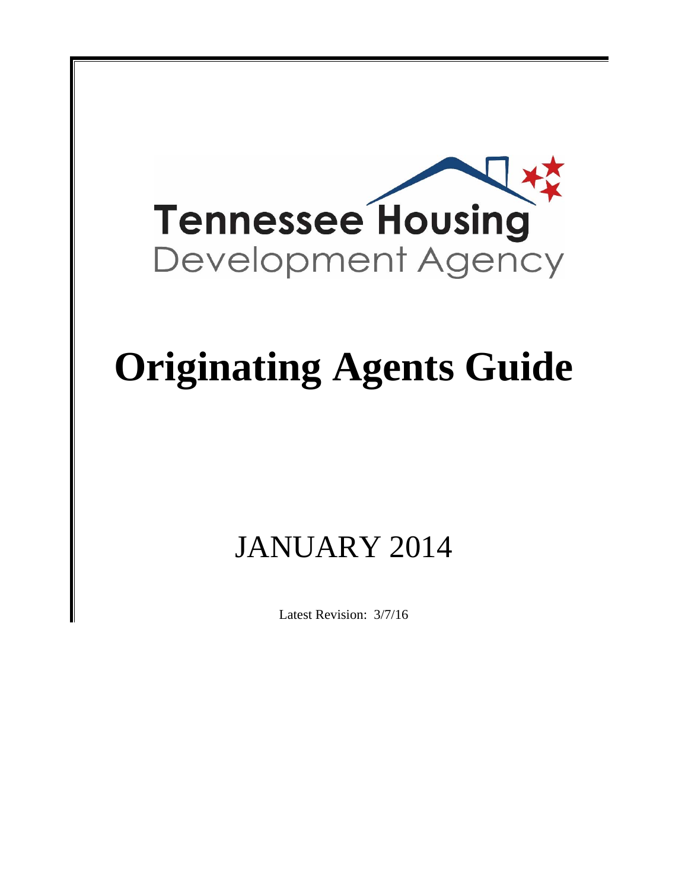Tennessee Housing
Development Agency

# Originating Agents Guide

## JANUARY 2014

Latest Revision: 3/7/16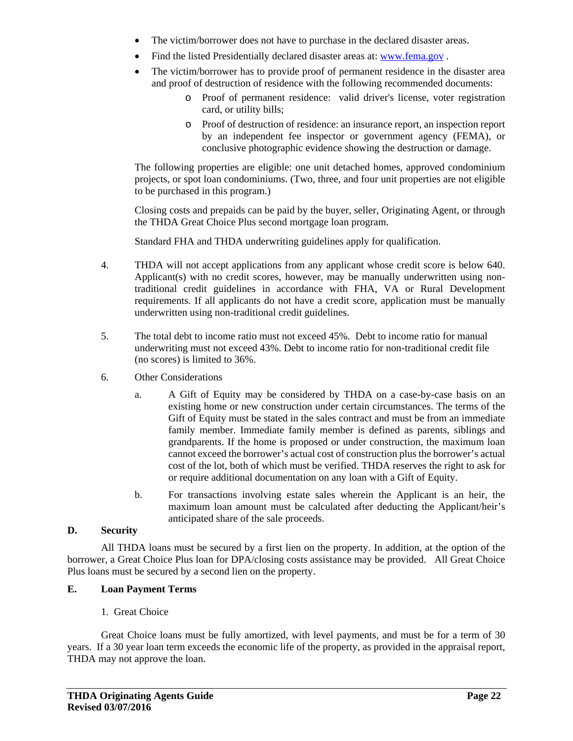- The victim/borrower does not have to purchase in the declared disaster areas.
- Find the listed Presidentially declared disaster areas at: [www.fema.gov](http://www.fema.gov) .
- The victim/borrower has to provide proof of permanent residence in the disaster area and proof of destruction of residence with the following recommended documents:
    - Proof of permanent residence: valid driver's license, voter registration card, or utility bills;
    - Proof of destruction of residence: an insurance report, an inspection report by an independent fee inspector or government agency (FEMA), or conclusive photographic evidence showing the destruction or damage.

The following properties are eligible: one unit detached homes, approved condominium projects, or spot loan condominiums. (Two, three, and four unit properties are not eligible to be purchased in this program.)

Closing costs and prepaids can be paid by the buyer, seller, Originating Agent, or through the THDA Great Choice Plus second mortgage loan program.

Standard FHA and THDA underwriting guidelines apply for qualification.

4. THDA will not accept applications from any applicant whose credit score is below 640. Applicant(s) with no credit scores, however, may be manually underwritten using non-traditional credit guidelines in accordance with FHA, VA or Rural Development requirements. If all applicants do not have a credit score, application must be manually underwritten using non-traditional credit guidelines.

5. The total debt to income ratio must not exceed 45%. Debt to income ratio for manual underwriting must not exceed 43%. Debt to income ratio for non-traditional credit file (no scores) is limited to 36%.

6. Other Considerations

    a. A Gift of Equity may be considered by THDA on a case-by-case basis on an existing home or new construction under certain circumstances. The terms of the Gift of Equity must be stated in the sales contract and must be from an immediate family member. Immediate family member is defined as parents, siblings and grandparents. If the home is proposed or under construction, the maximum loan cannot exceed the borrower's actual cost of construction plus the borrower's actual cost of the lot, both of which must be verified. THDA reserves the right to ask for or require additional documentation on any loan with a Gift of Equity.

    b. For transactions involving estate sales wherein the Applicant is an heir, the maximum loan amount must be calculated after deducting the Applicant/heir's anticipated share of the sale proceeds.

**D. Security**

All THDA loans must be secured by a first lien on the property. In addition, at the option of the borrower, a Great Choice Plus loan for DPA/closing costs assistance may be provided. All Great Choice Plus loans must be secured by a second lien on the property.

**E. Loan Payment Terms**

1. Great Choice

Great Choice loans must be fully amortized, with level payments, and must be for a term of 30 years. If a 30 year loan term exceeds the economic life of the property, as provided in the appraisal report, THDA may not approve the loan.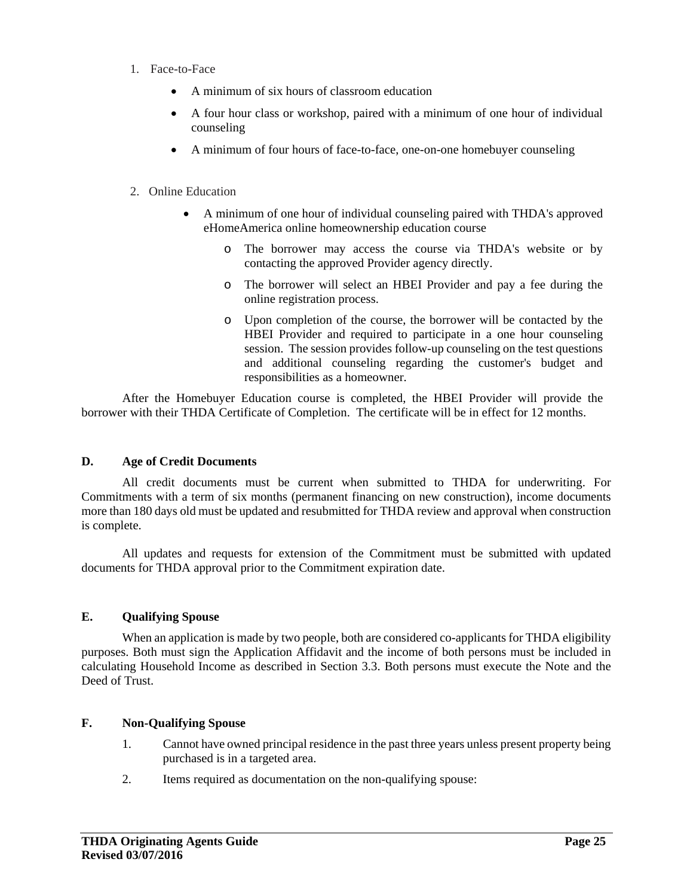1. Face-to-Face

    - A minimum of six hours of classroom education
    - A four hour class or workshop, paired with a minimum of one hour of individual counseling
    - A minimum of four hours of face-to-face, one-on-one homebuyer counseling

2. Online Education

    - A minimum of one hour of individual counseling paired with THDA's approved eHomeAmerica online homeownership education course
        - The borrower may access the course via THDA's website or by contacting the approved Provider agency directly.
        - The borrower will select an HBEI Provider and pay a fee during the online registration process.
        - Upon completion of the course, the borrower will be contacted by the HBEI Provider and required to participate in a one hour counseling session. The session provides follow-up counseling on the test questions and additional counseling regarding the customer's budget and responsibilities as a homeowner.

After the Homebuyer Education course is completed, the HBEI Provider will provide the borrower with their THDA Certificate of Completion. The certificate will be in effect for 12 months.

**D. Age of Credit Documents**

All credit documents must be current when submitted to THDA for underwriting. For Commitments with a term of six months (permanent financing on new construction), income documents more than 180 days old must be updated and resubmitted for THDA review and approval when construction is complete.

All updates and requests for extension of the Commitment must be submitted with updated documents for THDA approval prior to the Commitment expiration date.

**E. Qualifying Spouse**

When an application is made by two people, both are considered co-applicants for THDA eligibility purposes. Both must sign the Application Affidavit and the income of both persons must be included in calculating Household Income as described in Section 3.3. Both persons must execute the Note and the Deed of Trust.

**F. Non-Qualifying Spouse**

1. Cannot have owned principal residence in the past three years unless present property being purchased is in a targeted area.
2. Items required as documentation on the non-qualifying spouse: